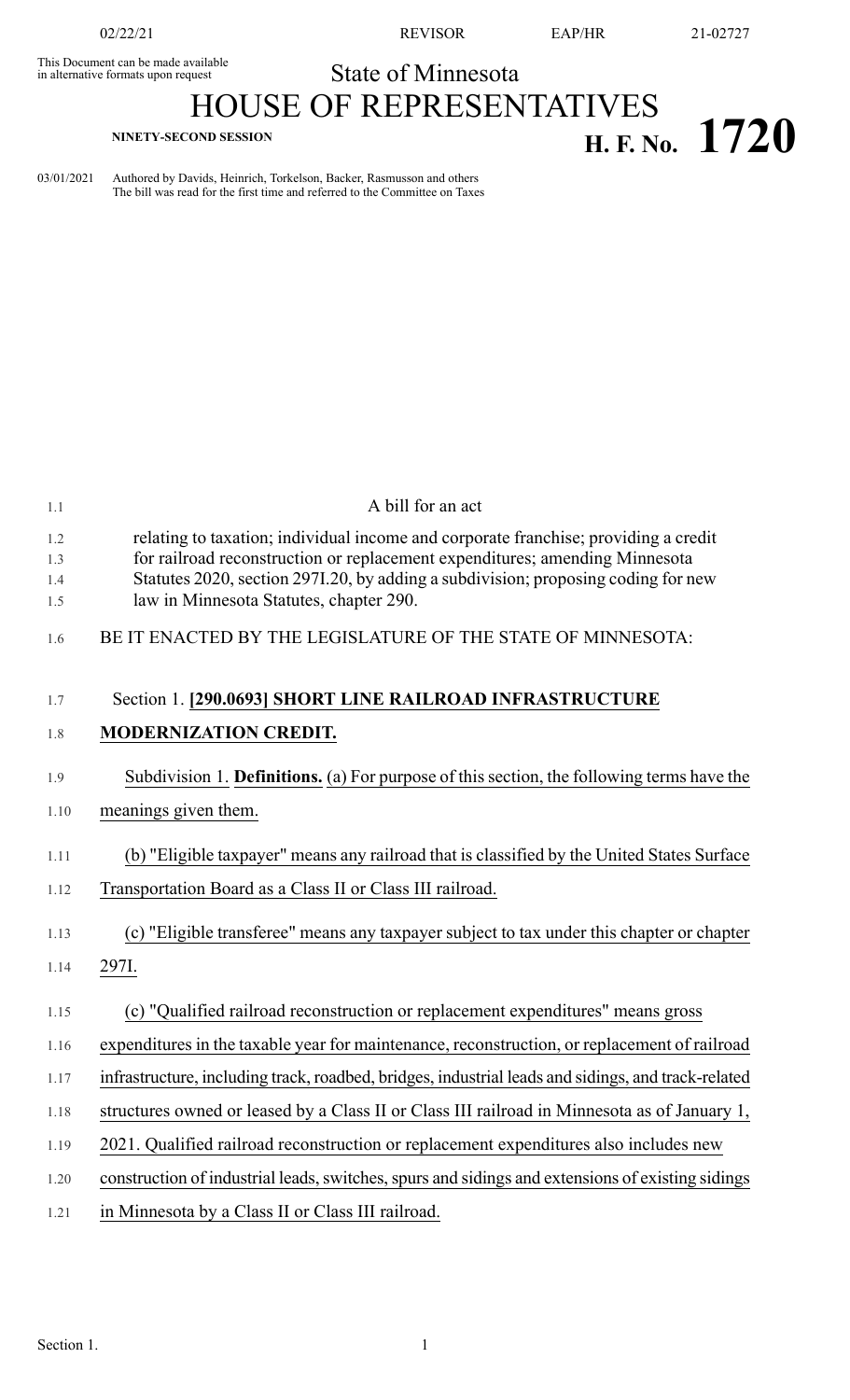02/22/21 REVISOR EAP/HR 21-02727

This Document can be made available in alternative formats upon request

State of Minnesota

# HOUSE OF REPRESENTATIVES

**NINETY-SECOND SESSION**

# H. F. No. 1720

03/01/2021 Authored by Davids, Heinrich, Torkelson, Backer, Rasmusson and others
The bill was read for the first time and referred to the Committee on Taxes

1.1 A bill for an act

1.2 relating to taxation; individual income and corporate franchise; providing a credit
1.3 for railroad reconstruction or replacement expenditures; amending Minnesota
1.4 Statutes 2020, section 297I.20, by adding a subdivision; proposing coding for new
1.5 law in Minnesota Statutes, chapter 290.

1.6 BE IT ENACTED BY THE LEGISLATURE OF THE STATE OF MINNESOTA:

1.7 Section 1. **[290.0693] SHORT LINE RAILROAD INFRASTRUCTURE**
1.8 **MODERNIZATION CREDIT.**

1.9 Subdivision 1. **Definitions.** (a) For purpose of this section, the following terms have the
1.10 meanings given them.

1.11 (b) "Eligible taxpayer" means any railroad that is classified by the United States Surface
1.12 Transportation Board as a Class II or Class III railroad.

1.13 (c) "Eligible transferee" means any taxpayer subject to tax under this chapter or chapter
1.14 297I.

1.15 (c) "Qualified railroad reconstruction or replacement expenditures" means gross
1.16 expenditures in the taxable year for maintenance, reconstruction, or replacement of railroad
1.17 infrastructure, including track, roadbed, bridges, industrial leads and sidings, and track-related
1.18 structures owned or leased by a Class II or Class III railroad in Minnesota as of January 1,
1.19 2021. Qualified railroad reconstruction or replacement expenditures also includes new
1.20 construction of industrial leads, switches, spurs and sidings and extensions of existing sidings
1.21 in Minnesota by a Class II or Class III railroad.

Section 1.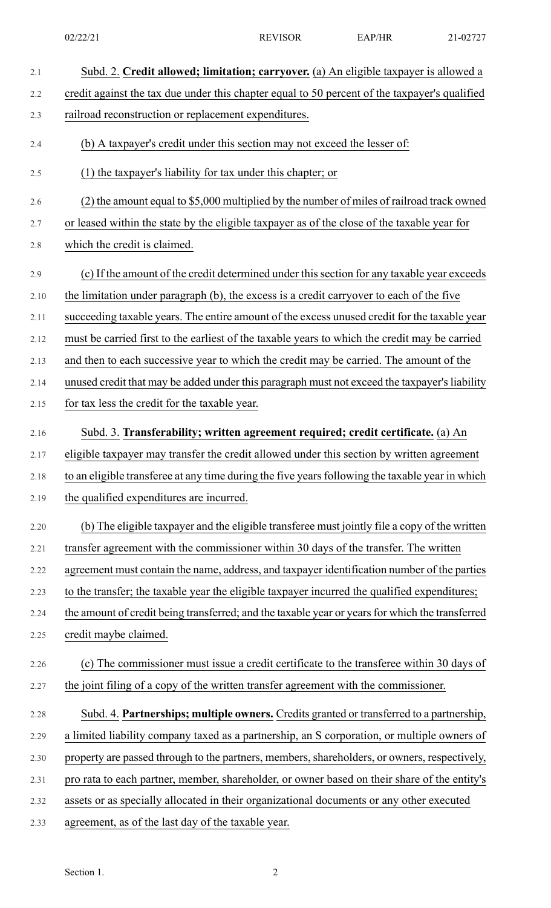Subd. 2. **Credit allowed; limitation; carryover.** (a) An eligible taxpayer is allowed a credit against the tax due under this chapter equal to 50 percent of the taxpayer's qualified railroad reconstruction or replacement expenditures.

(b) A taxpayer's credit under this section may not exceed the lesser of:

(1) the taxpayer's liability for tax under this chapter; or

(2) the amount equal to $5,000 multiplied by the number of miles of railroad track owned or leased within the state by the eligible taxpayer as of the close of the taxable year for which the credit is claimed.

(c) If the amount of the credit determined under this section for any taxable year exceeds the limitation under paragraph (b), the excess is a credit carryover to each of the five succeeding taxable years. The entire amount of the excess unused credit for the taxable year must be carried first to the earliest of the taxable years to which the credit may be carried and then to each successive year to which the credit may be carried. The amount of the unused credit that may be added under this paragraph must not exceed the taxpayer's liability for tax less the credit for the taxable year.

Subd. 3. **Transferability; written agreement required; credit certificate.** (a) An eligible taxpayer may transfer the credit allowed under this section by written agreement to an eligible transferee at any time during the five years following the taxable year in which the qualified expenditures are incurred.

(b) The eligible taxpayer and the eligible transferee must jointly file a copy of the written transfer agreement with the commissioner within 30 days of the transfer. The written agreement must contain the name, address, and taxpayer identification number of the parties to the transfer; the taxable year the eligible taxpayer incurred the qualified expenditures; the amount of credit being transferred; and the taxable year or years for which the transferred credit maybe claimed.

(c) The commissioner must issue a credit certificate to the transferee within 30 days of the joint filing of a copy of the written transfer agreement with the commissioner.

Subd. 4. **Partnerships; multiple owners.** Credits granted or transferred to a partnership, a limited liability company taxed as a partnership, an S corporation, or multiple owners of property are passed through to the partners, members, shareholders, or owners, respectively, pro rata to each partner, member, shareholder, or owner based on their share of the entity's assets or as specially allocated in their organizational documents or any other executed agreement, as of the last day of the taxable year.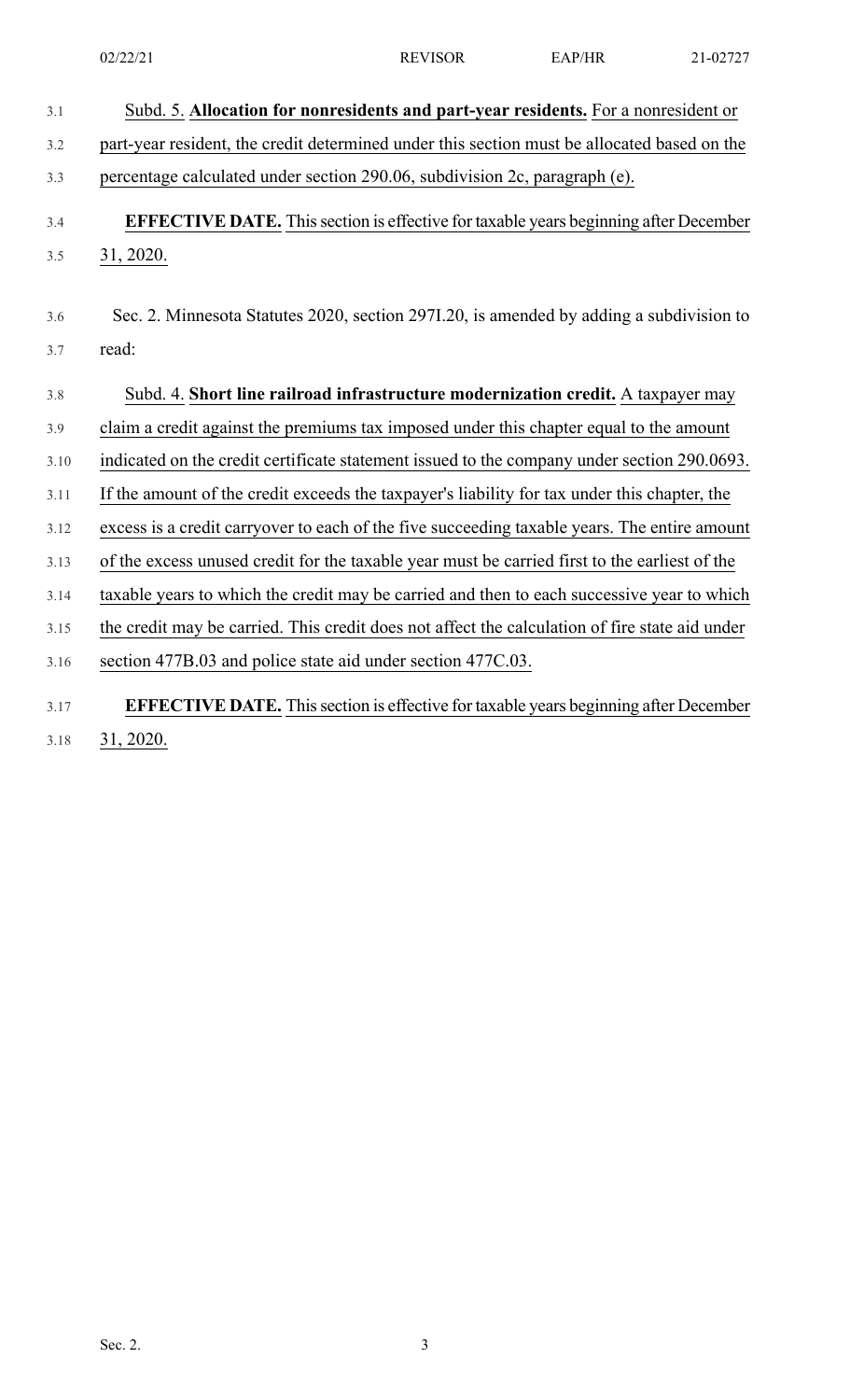Subd. 5. **Allocation for nonresidents and part-year residents.** For a nonresident or part-year resident, the credit determined under this section must be allocated based on the percentage calculated under section 290.06, subdivision 2c, paragraph (e).

**EFFECTIVE DATE.** This section is effective for taxable years beginning after December 31, 2020.

Sec. 2. Minnesota Statutes 2020, section 297I.20, is amended by adding a subdivision to read:

Subd. 4. **Short line railroad infrastructure modernization credit.** A taxpayer may claim a credit against the premiums tax imposed under this chapter equal to the amount indicated on the credit certificate statement issued to the company under section 290.0693. If the amount of the credit exceeds the taxpayer's liability for tax under this chapter, the excess is a credit carryover to each of the five succeeding taxable years. The entire amount of the excess unused credit for the taxable year must be carried first to the earliest of the taxable years to which the credit may be carried and then to each successive year to which the credit may be carried. This credit does not affect the calculation of fire state aid under section 477B.03 and police state aid under section 477C.03.

**EFFECTIVE DATE.** This section is effective for taxable years beginning after December 31, 2020.